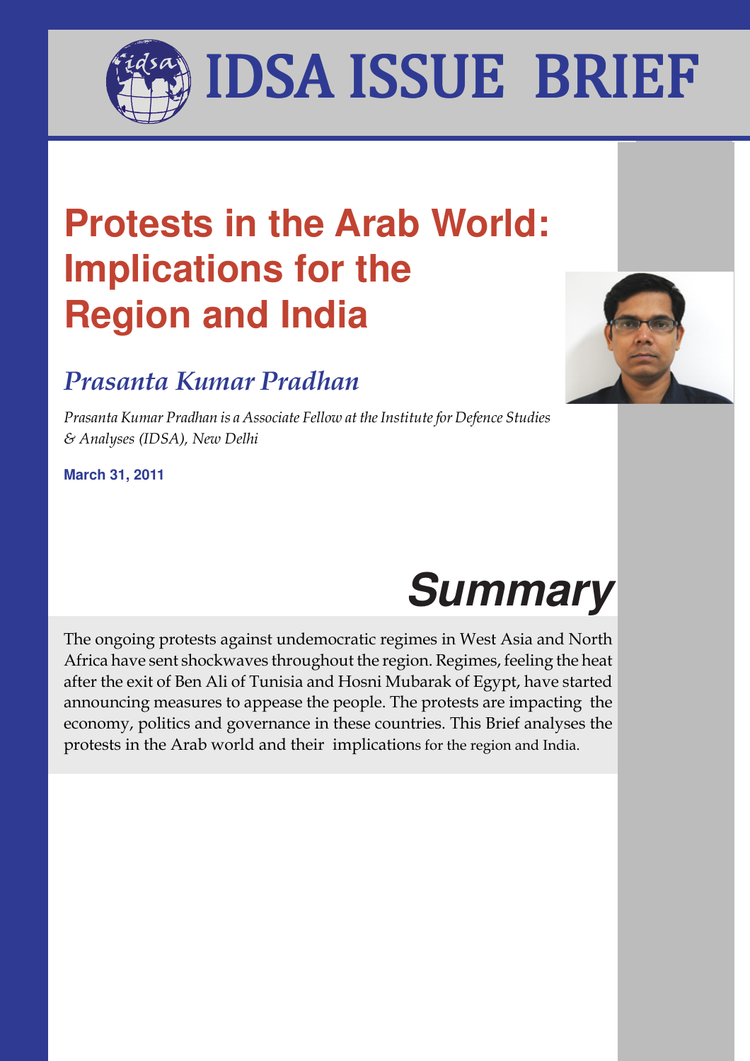# IDSA ISSUE BRIEF

# Protests in the Arab World: Implications for the Region and India

## *Prasanta Kumar Pradhan*

*Prasanta Kumar Pradhan is a Associate Fellow at the Institute for Defence Studies & Analyses (IDSA), New Delhi*

**March 31, 2011**

## *Summary*

The ongoing protests against undemocratic regimes in West Asia and North Africa have sent shockwaves throughout the region. Regimes, feeling the heat after the exit of Ben Ali of Tunisia and Hosni Mubarak of Egypt, have started announcing measures to appease the people. The protests are impacting the economy, politics and governance in these countries. This Brief analyses the protests in the Arab world and their implications for the region and India.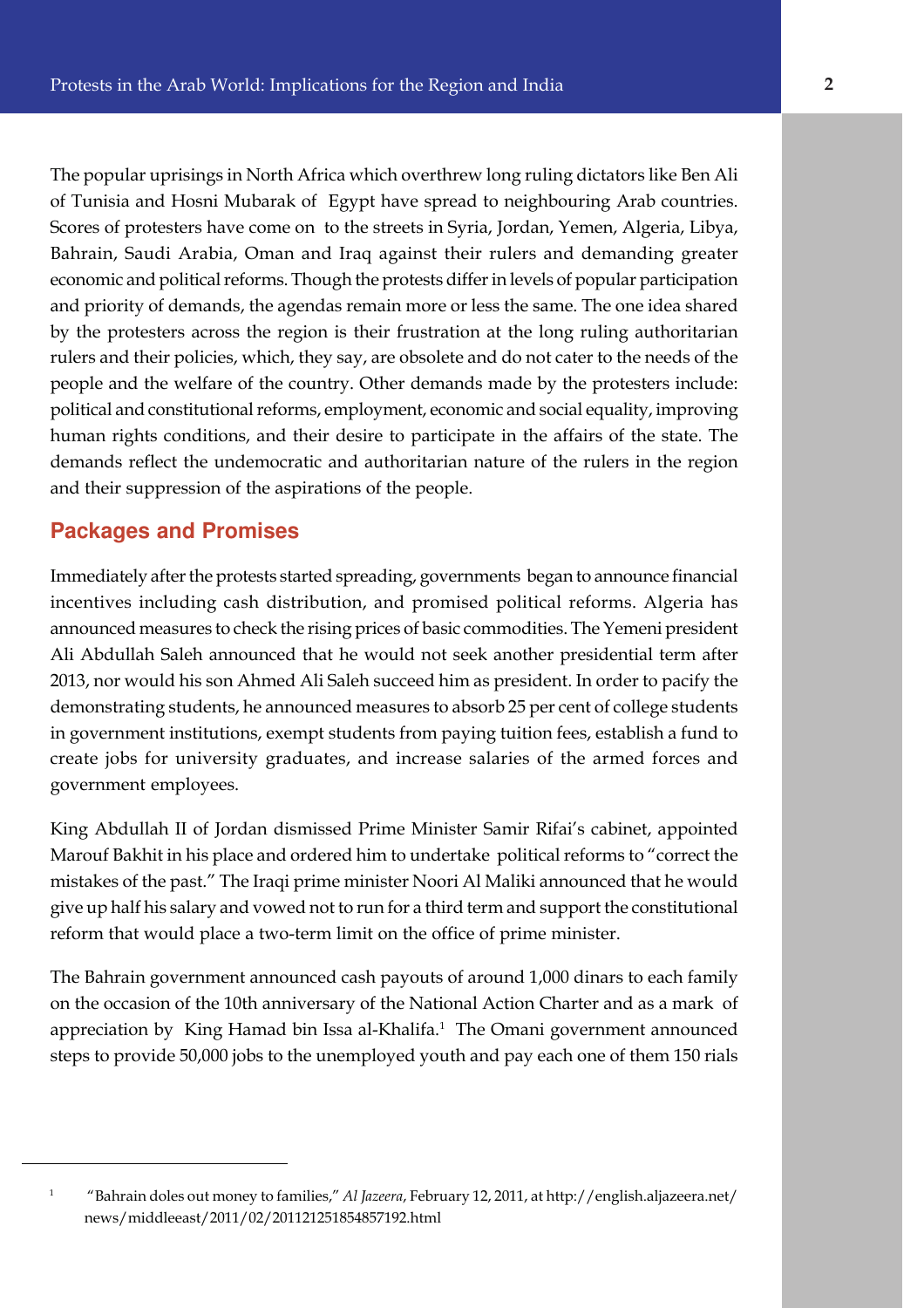The popular uprisings in North Africa which overthrew long ruling dictators like Ben Ali of Tunisia and Hosni Mubarak of Egypt have spread to neighbouring Arab countries. Scores of protesters have come on to the streets in Syria, Jordan, Yemen, Algeria, Libya, Bahrain, Saudi Arabia, Oman and Iraq against their rulers and demanding greater economic and political reforms. Though the protests differ in levels of popular participation and priority of demands, the agendas remain more or less the same. The one idea shared by the protesters across the region is their frustration at the long ruling authoritarian rulers and their policies, which, they say, are obsolete and do not cater to the needs of the people and the welfare of the country. Other demands made by the protesters include: political and constitutional reforms, employment, economic and social equality, improving human rights conditions, and their desire to participate in the affairs of the state. The demands reflect the undemocratic and authoritarian nature of the rulers in the region and their suppression of the aspirations of the people.

## Packages and Promises

Immediately after the protests started spreading, governments began to announce financial incentives including cash distribution, and promised political reforms. Algeria has announced measures to check the rising prices of basic commodities. The Yemeni president Ali Abdullah Saleh announced that he would not seek another presidential term after 2013, nor would his son Ahmed Ali Saleh succeed him as president. In order to pacify the demonstrating students, he announced measures to absorb 25 per cent of college students in government institutions, exempt students from paying tuition fees, establish a fund to create jobs for university graduates, and increase salaries of the armed forces and government employees.

King Abdullah II of Jordan dismissed Prime Minister Samir Rifai's cabinet, appointed Marouf Bakhit in his place and ordered him to undertake political reforms to "correct the mistakes of the past." The Iraqi prime minister Noori Al Maliki announced that he would give up half his salary and vowed not to run for a third term and support the constitutional reform that would place a two-term limit on the office of prime minister.

The Bahrain government announced cash payouts of around 1,000 dinars to each family on the occasion of the 10th anniversary of the National Action Charter and as a mark of appreciation by King Hamad bin Issa al-Khalifa.[1] The Omani government announced steps to provide 50,000 jobs to the unemployed youth and pay each one of them 150 rials

---

[1] "Bahrain doles out money to families," *Al Jazeera*, February 12, 2011, at http://english.aljazeera.net/news/middleeast/2011/02/201121251854857192.html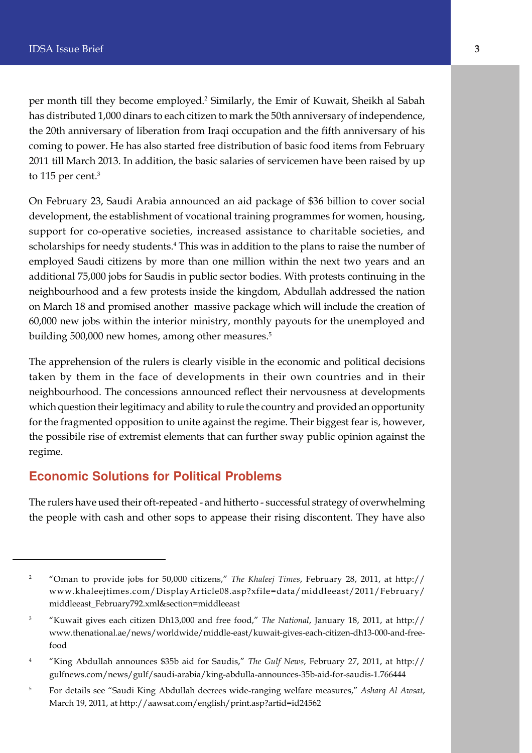per month till they become employed.[2] Similarly, the Emir of Kuwait, Sheikh al Sabah has distributed 1,000 dinars to each citizen to mark the 50th anniversary of independence, the 20th anniversary of liberation from Iraqi occupation and the fifth anniversary of his coming to power. He has also started free distribution of basic food items from February 2011 till March 2013. In addition, the basic salaries of servicemen have been raised by up to 115 per cent.[3]

On February 23, Saudi Arabia announced an aid package of $36 billion to cover social development, the establishment of vocational training programmes for women, housing, support for co-operative societies, increased assistance to charitable societies, and scholarships for needy students.[4] This was in addition to the plans to raise the number of employed Saudi citizens by more than one million within the next two years and an additional 75,000 jobs for Saudis in public sector bodies. With protests continuing in the neighbourhood and a few protests inside the kingdom, Abdullah addressed the nation on March 18 and promised another massive package which will include the creation of 60,000 new jobs within the interior ministry, monthly payouts for the unemployed and building 500,000 new homes, among other measures.[5]

The apprehension of the rulers is clearly visible in the economic and political decisions taken by them in the face of developments in their own countries and in their neighbourhood. The concessions announced reflect their nervousness at developments which question their legitimacy and ability to rule the country and provided an opportunity for the fragmented opposition to unite against the regime. Their biggest fear is, however, the possibile rise of extremist elements that can further sway public opinion against the regime.

## Economic Solutions for Political Problems

The rulers have used their oft-repeated - and hitherto - successful strategy of overwhelming the people with cash and other sops to appease their rising discontent. They have also

---

[2] "Oman to provide jobs for 50,000 citizens," *The Khaleej Times*, February 28, 2011, at http://www.khaleejtimes.com/DisplayArticle08.asp?xfile=data/middleeast/2011/February/middleeast_February792.xml&section=middleeast

[3] "Kuwait gives each citizen Dh13,000 and free food," *The National*, January 18, 2011, at http://www.thenational.ae/news/worldwide/middle-east/kuwait-gives-each-citizen-dh13-000-and-free-food

[4] "King Abdullah announces $35b aid for Saudis," *The Gulf News*, February 27, 2011, at http://gulfnews.com/news/gulf/saudi-arabia/king-abdulla-announces-35b-aid-for-saudis-1.766444

[5] For details see "Saudi King Abdullah decrees wide-ranging welfare measures," *Asharq Al Awsat*, March 19, 2011, at http://aawsat.com/english/print.asp?artid=id24562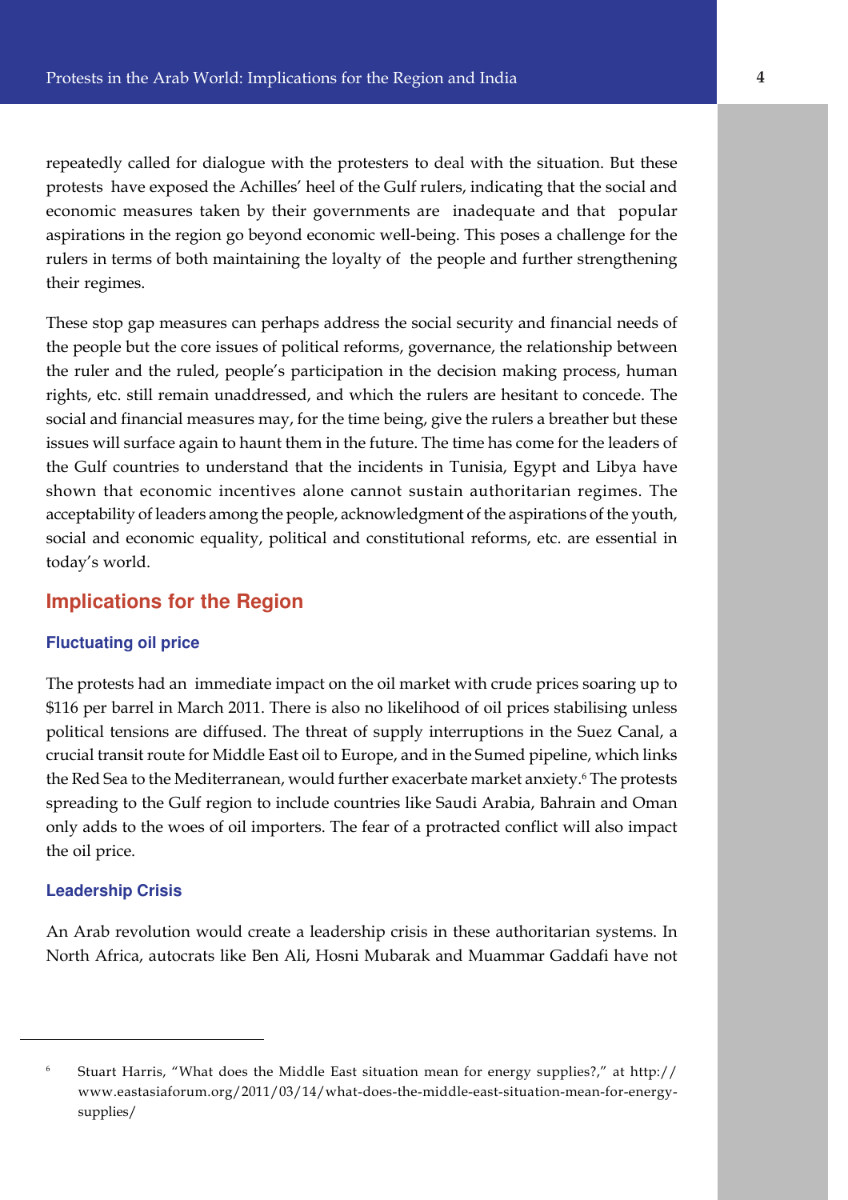repeatedly called for dialogue with the protesters to deal with the situation. But these protests have exposed the Achilles' heel of the Gulf rulers, indicating that the social and economic measures taken by their governments are inadequate and that popular aspirations in the region go beyond economic well-being. This poses a challenge for the rulers in terms of both maintaining the loyalty of the people and further strengthening their regimes.

These stop gap measures can perhaps address the social security and financial needs of the people but the core issues of political reforms, governance, the relationship between the ruler and the ruled, people's participation in the decision making process, human rights, etc. still remain unaddressed, and which the rulers are hesitant to concede. The social and financial measures may, for the time being, give the rulers a breather but these issues will surface again to haunt them in the future. The time has come for the leaders of the Gulf countries to understand that the incidents in Tunisia, Egypt and Libya have shown that economic incentives alone cannot sustain authoritarian regimes. The acceptability of leaders among the people, acknowledgment of the aspirations of the youth, social and economic equality, political and constitutional reforms, etc. are essential in today's world.

## Implications for the Region

### Fluctuating oil price

The protests had an immediate impact on the oil market with crude prices soaring up to $116 per barrel in March 2011. There is also no likelihood of oil prices stabilising unless political tensions are diffused. The threat of supply interruptions in the Suez Canal, a crucial transit route for Middle East oil to Europe, and in the Sumed pipeline, which links the Red Sea to the Mediterranean, would further exacerbate market anxiety.[6] The protests spreading to the Gulf region to include countries like Saudi Arabia, Bahrain and Oman only adds to the woes of oil importers. The fear of a protracted conflict will also impact the oil price.

### Leadership Crisis

An Arab revolution would create a leadership crisis in these authoritarian systems. In North Africa, autocrats like Ben Ali, Hosni Mubarak and Muammar Gaddafi have not

---

[6] Stuart Harris, "What does the Middle East situation mean for energy supplies?," at http://www.eastasiaforum.org/2011/03/14/what-does-the-middle-east-situation-mean-for-energy-supplies/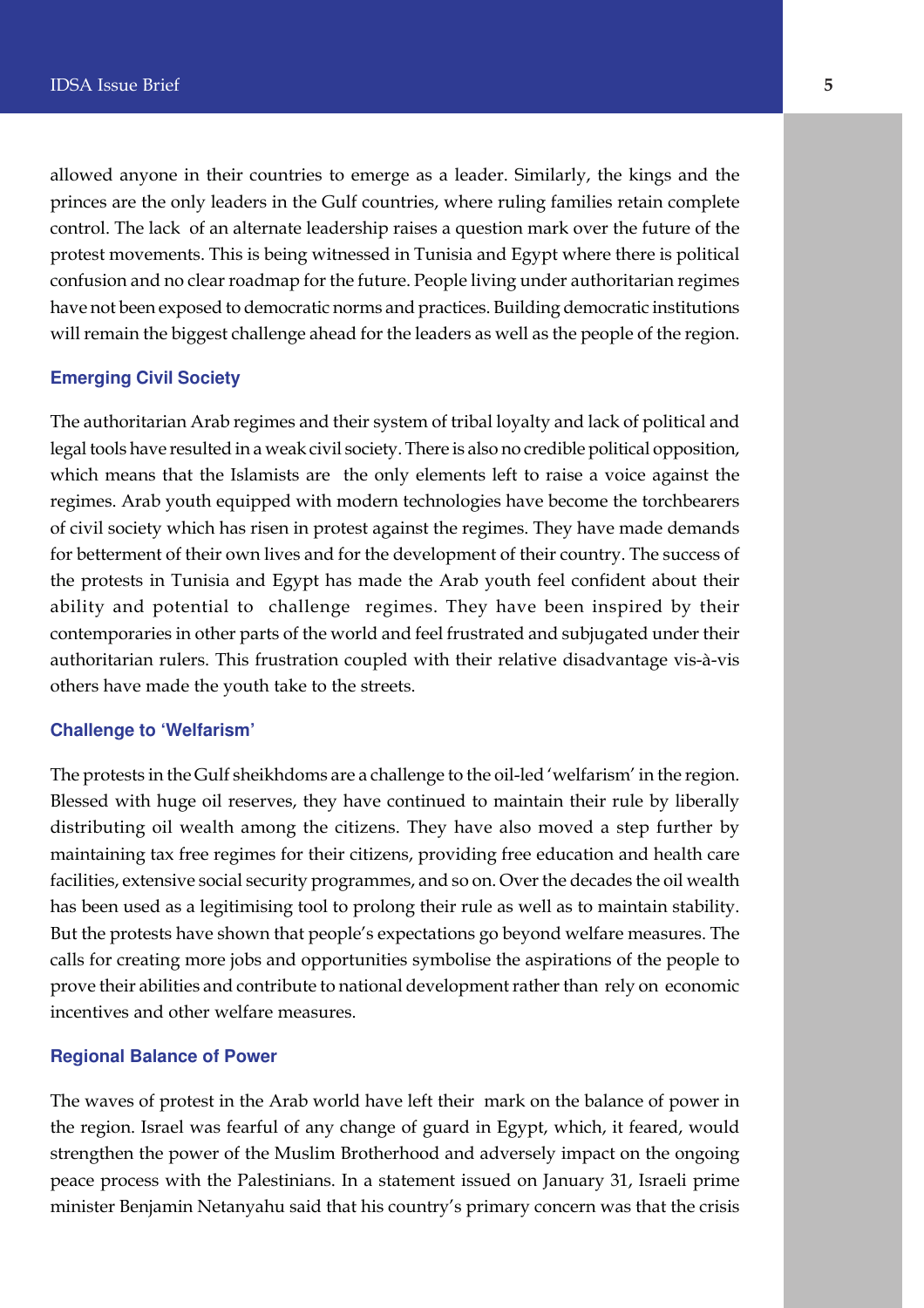allowed anyone in their countries to emerge as a leader. Similarly, the kings and the princes are the only leaders in the Gulf countries, where ruling families retain complete control. The lack of an alternate leadership raises a question mark over the future of the protest movements. This is being witnessed in Tunisia and Egypt where there is political confusion and no clear roadmap for the future. People living under authoritarian regimes have not been exposed to democratic norms and practices. Building democratic institutions will remain the biggest challenge ahead for the leaders as well as the people of the region.

### Emerging Civil Society

The authoritarian Arab regimes and their system of tribal loyalty and lack of political and legal tools have resulted in a weak civil society. There is also no credible political opposition, which means that the Islamists are the only elements left to raise a voice against the regimes. Arab youth equipped with modern technologies have become the torchbearers of civil society which has risen in protest against the regimes. They have made demands for betterment of their own lives and for the development of their country. The success of the protests in Tunisia and Egypt has made the Arab youth feel confident about their ability and potential to challenge regimes. They have been inspired by their contemporaries in other parts of the world and feel frustrated and subjugated under their authoritarian rulers. This frustration coupled with their relative disadvantage vis-à-vis others have made the youth take to the streets.

### Challenge to 'Welfarism'

The protests in the Gulf sheikhdoms are a challenge to the oil-led 'welfarism' in the region. Blessed with huge oil reserves, they have continued to maintain their rule by liberally distributing oil wealth among the citizens. They have also moved a step further by maintaining tax free regimes for their citizens, providing free education and health care facilities, extensive social security programmes, and so on. Over the decades the oil wealth has been used as a legitimising tool to prolong their rule as well as to maintain stability. But the protests have shown that people's expectations go beyond welfare measures. The calls for creating more jobs and opportunities symbolise the aspirations of the people to prove their abilities and contribute to national development rather than rely on economic incentives and other welfare measures.

### Regional Balance of Power

The waves of protest in the Arab world have left their mark on the balance of power in the region. Israel was fearful of any change of guard in Egypt, which, it feared, would strengthen the power of the Muslim Brotherhood and adversely impact on the ongoing peace process with the Palestinians. In a statement issued on January 31, Israeli prime minister Benjamin Netanyahu said that his country's primary concern was that the crisis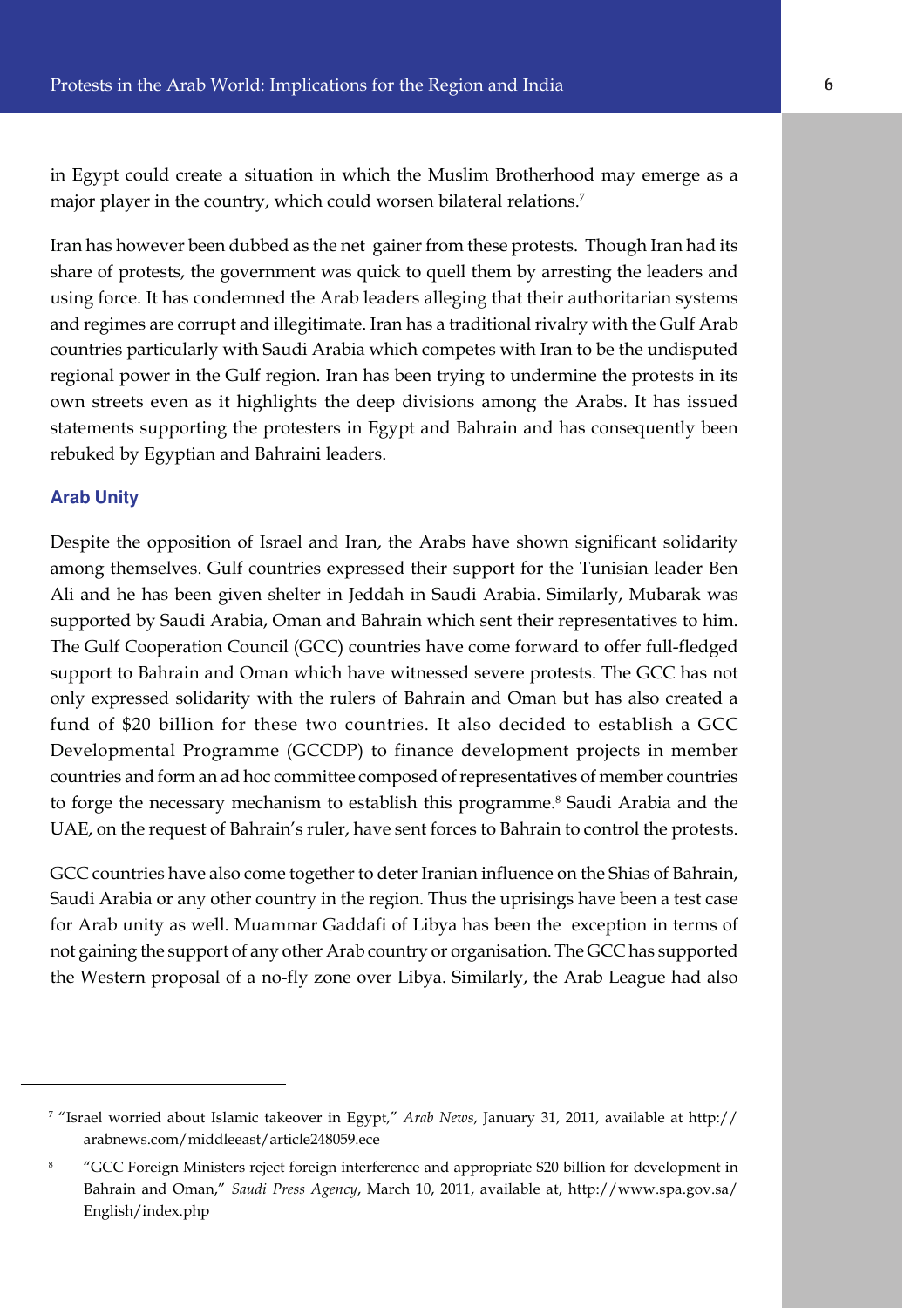in Egypt could create a situation in which the Muslim Brotherhood may emerge as a major player in the country, which could worsen bilateral relations.[7]

Iran has however been dubbed as the net gainer from these protests. Though Iran had its share of protests, the government was quick to quell them by arresting the leaders and using force. It has condemned the Arab leaders alleging that their authoritarian systems and regimes are corrupt and illegitimate. Iran has a traditional rivalry with the Gulf Arab countries particularly with Saudi Arabia which competes with Iran to be the undisputed regional power in the Gulf region. Iran has been trying to undermine the protests in its own streets even as it highlights the deep divisions among the Arabs. It has issued statements supporting the protesters in Egypt and Bahrain and has consequently been rebuked by Egyptian and Bahraini leaders.

### Arab Unity

Despite the opposition of Israel and Iran, the Arabs have shown significant solidarity among themselves. Gulf countries expressed their support for the Tunisian leader Ben Ali and he has been given shelter in Jeddah in Saudi Arabia. Similarly, Mubarak was supported by Saudi Arabia, Oman and Bahrain which sent their representatives to him. The Gulf Cooperation Council (GCC) countries have come forward to offer full-fledged support to Bahrain and Oman which have witnessed severe protests. The GCC has not only expressed solidarity with the rulers of Bahrain and Oman but has also created a fund of $20 billion for these two countries. It also decided to establish a GCC Developmental Programme (GCCDP) to finance development projects in member countries and form an ad hoc committee composed of representatives of member countries to forge the necessary mechanism to establish this programme.[8] Saudi Arabia and the UAE, on the request of Bahrain's ruler, have sent forces to Bahrain to control the protests.

GCC countries have also come together to deter Iranian influence on the Shias of Bahrain, Saudi Arabia or any other country in the region. Thus the uprisings have been a test case for Arab unity as well. Muammar Gaddafi of Libya has been the exception in terms of not gaining the support of any other Arab country or organisation. The GCC has supported the Western proposal of a no-fly zone over Libya. Similarly, the Arab League had also

---

[7] "Israel worried about Islamic takeover in Egypt," *Arab News*, January 31, 2011, available at http://arabnews.com/middleeast/article248059.ece

[8] "GCC Foreign Ministers reject foreign interference and appropriate $20 billion for development in Bahrain and Oman," *Saudi Press Agency*, March 10, 2011, available at, http://www.spa.gov.sa/English/index.php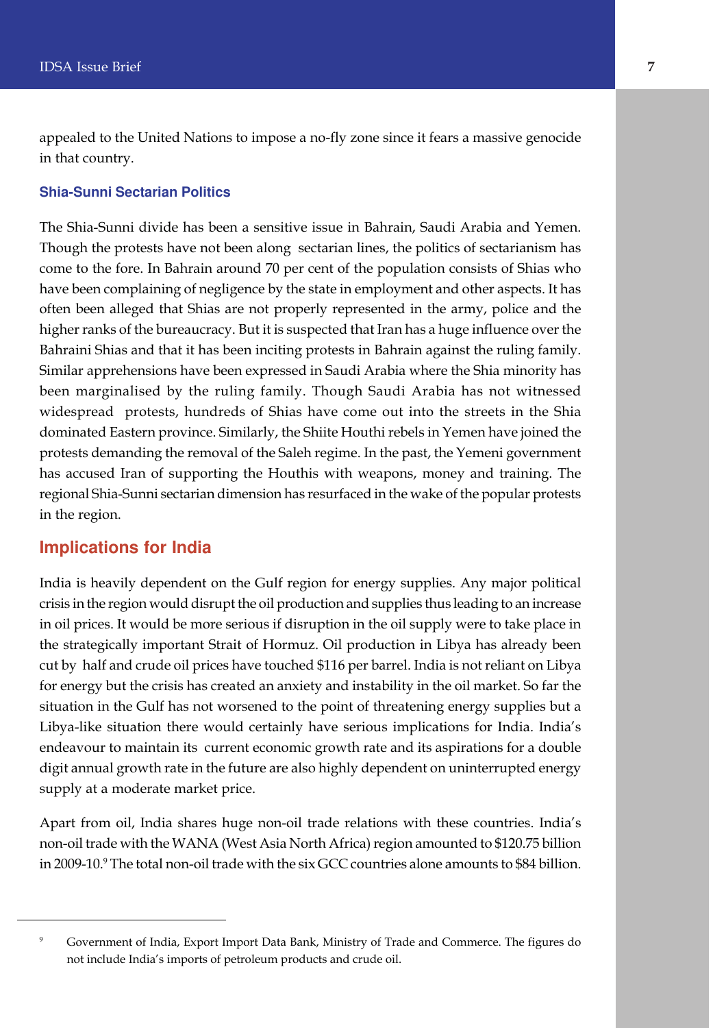appealed to the United Nations to impose a no-fly zone since it fears a massive genocide in that country.

### Shia-Sunni Sectarian Politics

The Shia-Sunni divide has been a sensitive issue in Bahrain, Saudi Arabia and Yemen. Though the protests have not been along sectarian lines, the politics of sectarianism has come to the fore. In Bahrain around 70 per cent of the population consists of Shias who have been complaining of negligence by the state in employment and other aspects. It has often been alleged that Shias are not properly represented in the army, police and the higher ranks of the bureaucracy. But it is suspected that Iran has a huge influence over the Bahraini Shias and that it has been inciting protests in Bahrain against the ruling family. Similar apprehensions have been expressed in Saudi Arabia where the Shia minority has been marginalised by the ruling family. Though Saudi Arabia has not witnessed widespread protests, hundreds of Shias have come out into the streets in the Shia dominated Eastern province. Similarly, the Shiite Houthi rebels in Yemen have joined the protests demanding the removal of the Saleh regime. In the past, the Yemeni government has accused Iran of supporting the Houthis with weapons, money and training. The regional Shia-Sunni sectarian dimension has resurfaced in the wake of the popular protests in the region.

## Implications for India

India is heavily dependent on the Gulf region for energy supplies. Any major political crisis in the region would disrupt the oil production and supplies thus leading to an increase in oil prices. It would be more serious if disruption in the oil supply were to take place in the strategically important Strait of Hormuz. Oil production in Libya has already been cut by half and crude oil prices have touched $116 per barrel. India is not reliant on Libya for energy but the crisis has created an anxiety and instability in the oil market. So far the situation in the Gulf has not worsened to the point of threatening energy supplies but a Libya-like situation there would certainly have serious implications for India. India's endeavour to maintain its current economic growth rate and its aspirations for a double digit annual growth rate in the future are also highly dependent on uninterrupted energy supply at a moderate market price.

Apart from oil, India shares huge non-oil trade relations with these countries. India's non-oil trade with the WANA (West Asia North Africa) region amounted to $120.75 billion in 2009-10.[9] The total non-oil trade with the six GCC countries alone amounts to $84 billion.

---

[9] Government of India, Export Import Data Bank, Ministry of Trade and Commerce. The figures do not include India's imports of petroleum products and crude oil.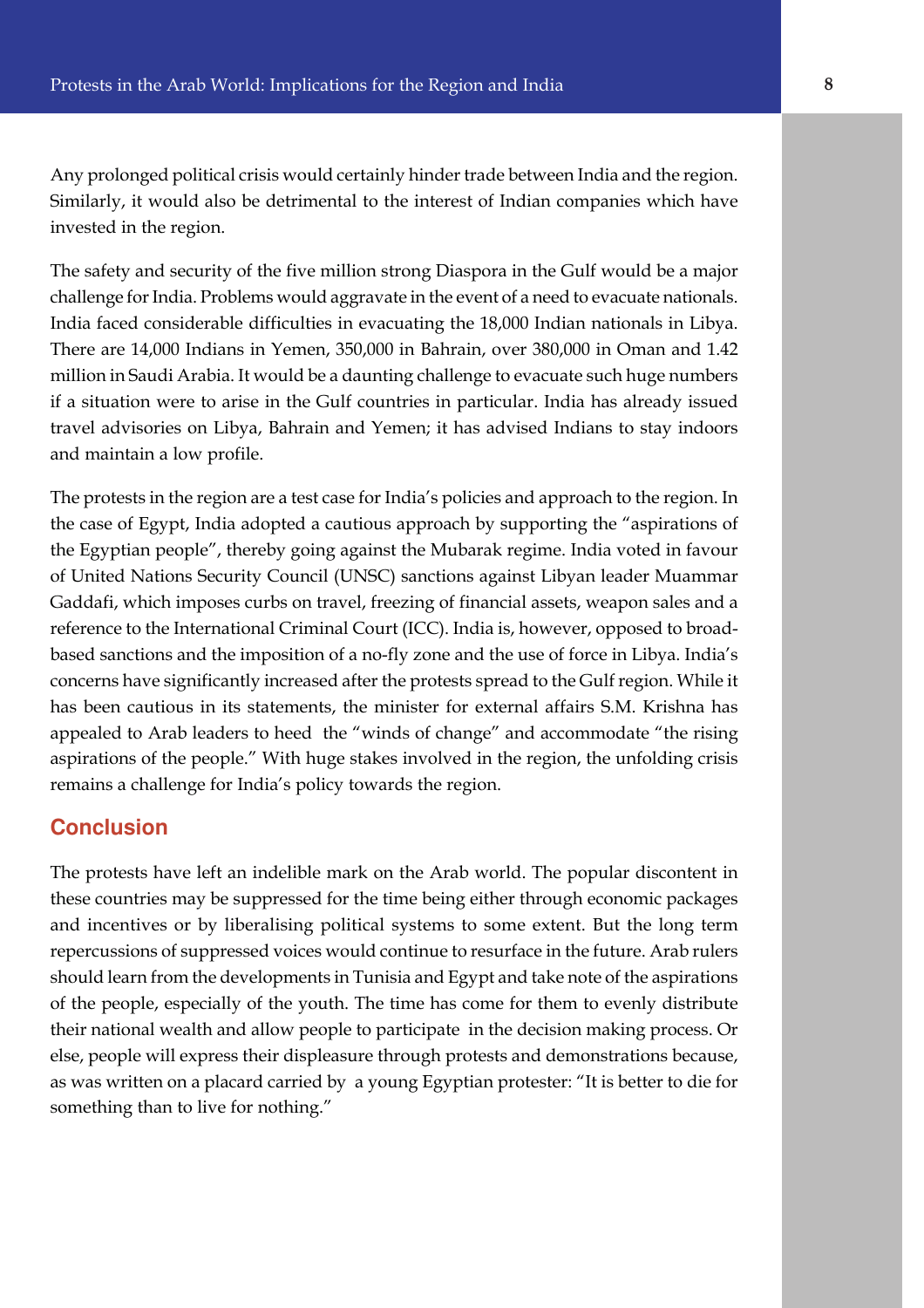Any prolonged political crisis would certainly hinder trade between India and the region. Similarly, it would also be detrimental to the interest of Indian companies which have invested in the region.

The safety and security of the five million strong Diaspora in the Gulf would be a major challenge for India. Problems would aggravate in the event of a need to evacuate nationals. India faced considerable difficulties in evacuating the 18,000 Indian nationals in Libya. There are 14,000 Indians in Yemen, 350,000 in Bahrain, over 380,000 in Oman and 1.42 million in Saudi Arabia. It would be a daunting challenge to evacuate such huge numbers if a situation were to arise in the Gulf countries in particular. India has already issued travel advisories on Libya, Bahrain and Yemen; it has advised Indians to stay indoors and maintain a low profile.

The protests in the region are a test case for India's policies and approach to the region. In the case of Egypt, India adopted a cautious approach by supporting the "aspirations of the Egyptian people", thereby going against the Mubarak regime. India voted in favour of United Nations Security Council (UNSC) sanctions against Libyan leader Muammar Gaddafi, which imposes curbs on travel, freezing of financial assets, weapon sales and a reference to the International Criminal Court (ICC). India is, however, opposed to broad-based sanctions and the imposition of a no-fly zone and the use of force in Libya. India's concerns have significantly increased after the protests spread to the Gulf region. While it has been cautious in its statements, the minister for external affairs S.M. Krishna has appealed to Arab leaders to heed the "winds of change" and accommodate "the rising aspirations of the people." With huge stakes involved in the region, the unfolding crisis remains a challenge for India's policy towards the region.

## Conclusion

The protests have left an indelible mark on the Arab world. The popular discontent in these countries may be suppressed for the time being either through economic packages and incentives or by liberalising political systems to some extent. But the long term repercussions of suppressed voices would continue to resurface in the future. Arab rulers should learn from the developments in Tunisia and Egypt and take note of the aspirations of the people, especially of the youth. The time has come for them to evenly distribute their national wealth and allow people to participate in the decision making process. Or else, people will express their displeasure through protests and demonstrations because, as was written on a placard carried by a young Egyptian protester: "It is better to die for something than to live for nothing."